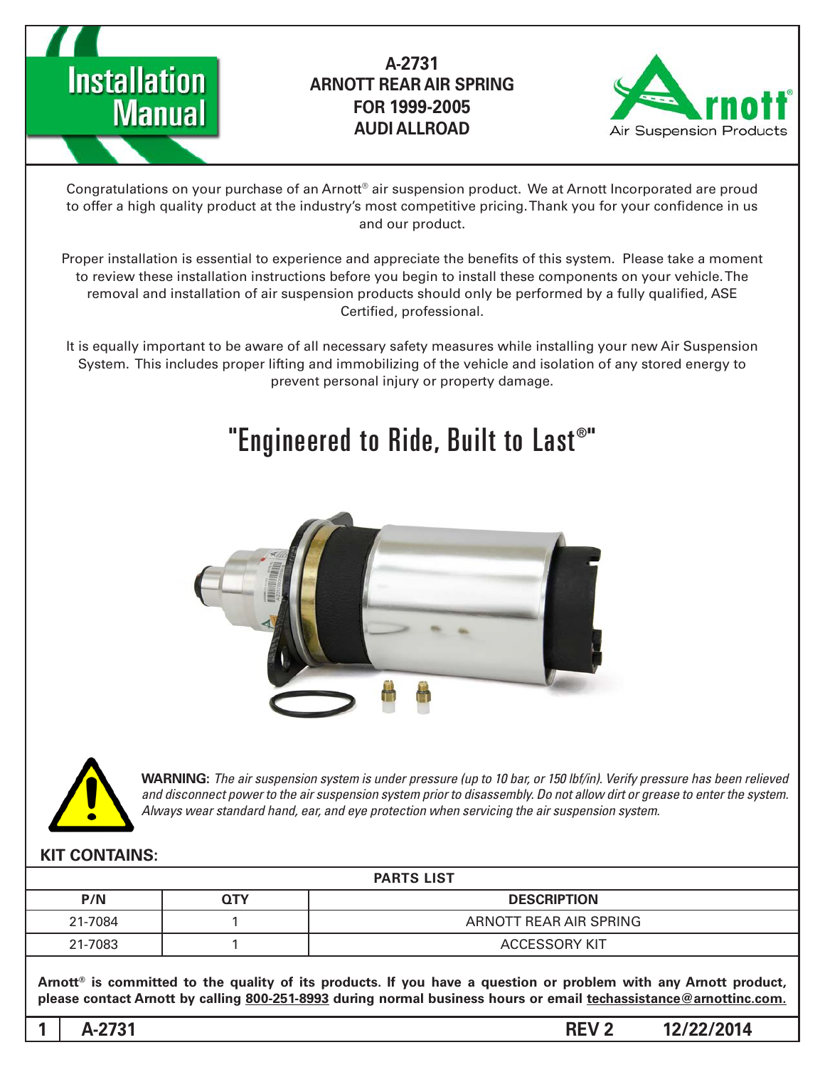# Installation Manual

## A-2731
## ARNOTT REAR AIR SPRING
## FOR 1999-2005
## AUDI ALLROAD

Arnott® Air Suspension Products

Congratulations on your purchase of an Arnott® air suspension product. We at Arnott Incorporated are proud to offer a high quality product at the industry's most competitive pricing. Thank you for your confidence in us and our product.

Proper installation is essential to experience and appreciate the benefits of this system. Please take a moment to review these installation instructions before you begin to install these components on your vehicle. The removal and installation of air suspension products should only be performed by a fully qualified, ASE Certified, professional.

It is equally important to be aware of all necessary safety measures while installing your new Air Suspension System. This includes proper lifting and immobilizing of the vehicle and isolation of any stored energy to prevent personal injury or property damage.

## "Engineered to Ride, Built to Last®"

**WARNING:** *The air suspension system is under pressure (up to 10 bar, or 150 lbf/in). Verify pressure has been relieved and disconnect power to the air suspension system prior to disassembly. Do not allow dirt or grease to enter the system. Always wear standard hand, ear, and eye protection when servicing the air suspension system.*

### KIT CONTAINS:

| PARTS LIST | | |
|---|---|---|
| **P/N** | **QTY** | **DESCRIPTION** |
| 21-7084 | 1 | ARNOTT REAR AIR SPRING |
| 21-7083 | 1 | ACCESSORY KIT |

**Arnott® is committed to the quality of its products. If you have a question or problem with any Arnott product, please contact Arnott by calling 800-251-8993 during normal business hours or email techassistance@arnottinc.com.**

A-2731 REV 2 12/22/2014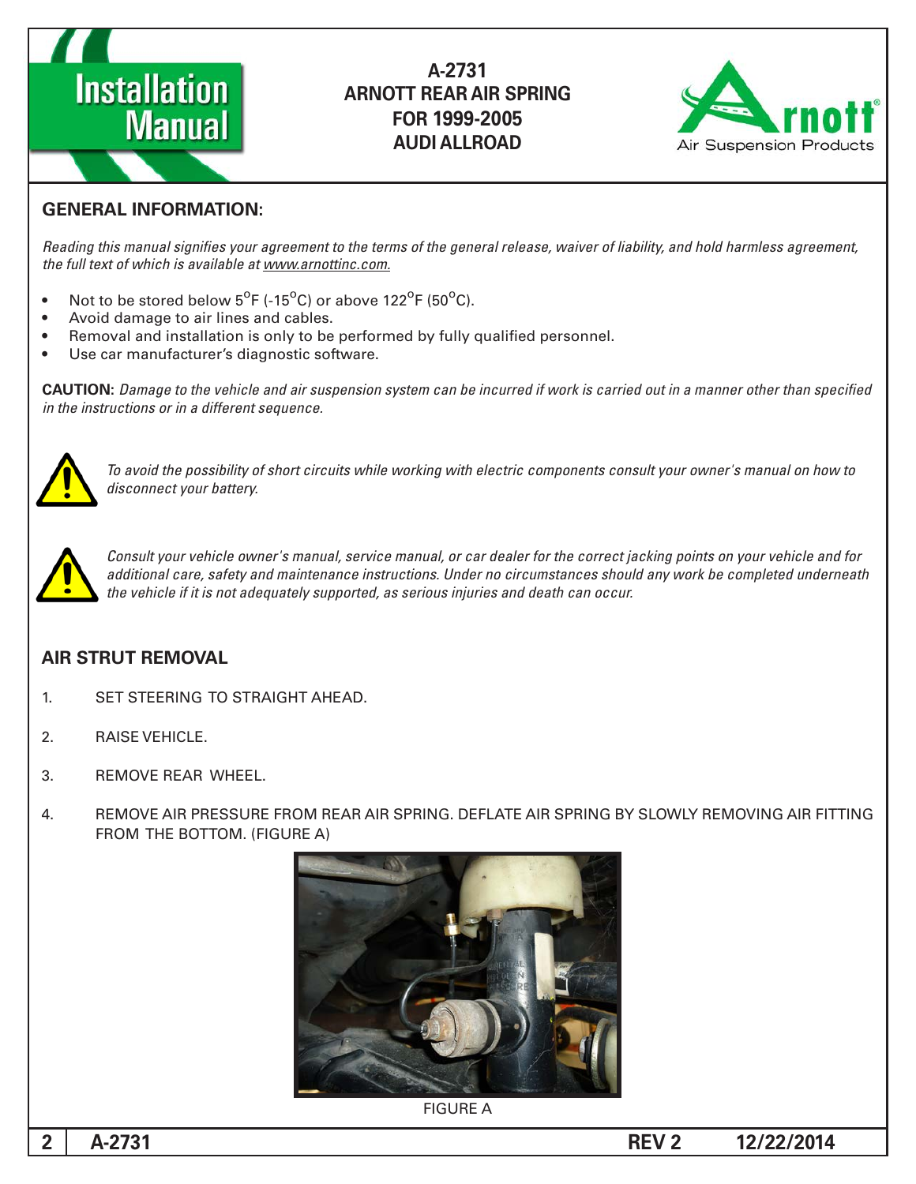# A-2731
# ARNOTT REAR AIR SPRING
# FOR 1999-2005
# AUDI ALLROAD

## GENERAL INFORMATION:

*Reading this manual signifies your agreement to the terms of the general release, waiver of liability, and hold harmless agreement, the full text of which is available at www.arnottinc.com.*

- Not to be stored below 5°F (-15°C) or above 122°F (50°C).
- Avoid damage to air lines and cables.
- Removal and installation is only to be performed by fully qualified personnel.
- Use car manufacturer's diagnostic software.

**CAUTION:** *Damage to the vehicle and air suspension system can be incurred if work is carried out in a manner other than specified in the instructions or in a different sequence.*

*To avoid the possibility of short circuits while working with electric components consult your owner's manual on how to disconnect your battery.*

*Consult your vehicle owner's manual, service manual, or car dealer for the correct jacking points on your vehicle and for additional care, safety and maintenance instructions. Under no circumstances should any work be completed underneath the vehicle if it is not adequately supported, as serious injuries and death can occur.*

## AIR STRUT REMOVAL

1. SET STEERING TO STRAIGHT AHEAD.

2. RAISE VEHICLE.

3. REMOVE REAR WHEEL.

4. REMOVE AIR PRESSURE FROM REAR AIR SPRING. DEFLATE AIR SPRING BY SLOWLY REMOVING AIR FITTING FROM THE BOTTOM. (FIGURE A)

FIGURE A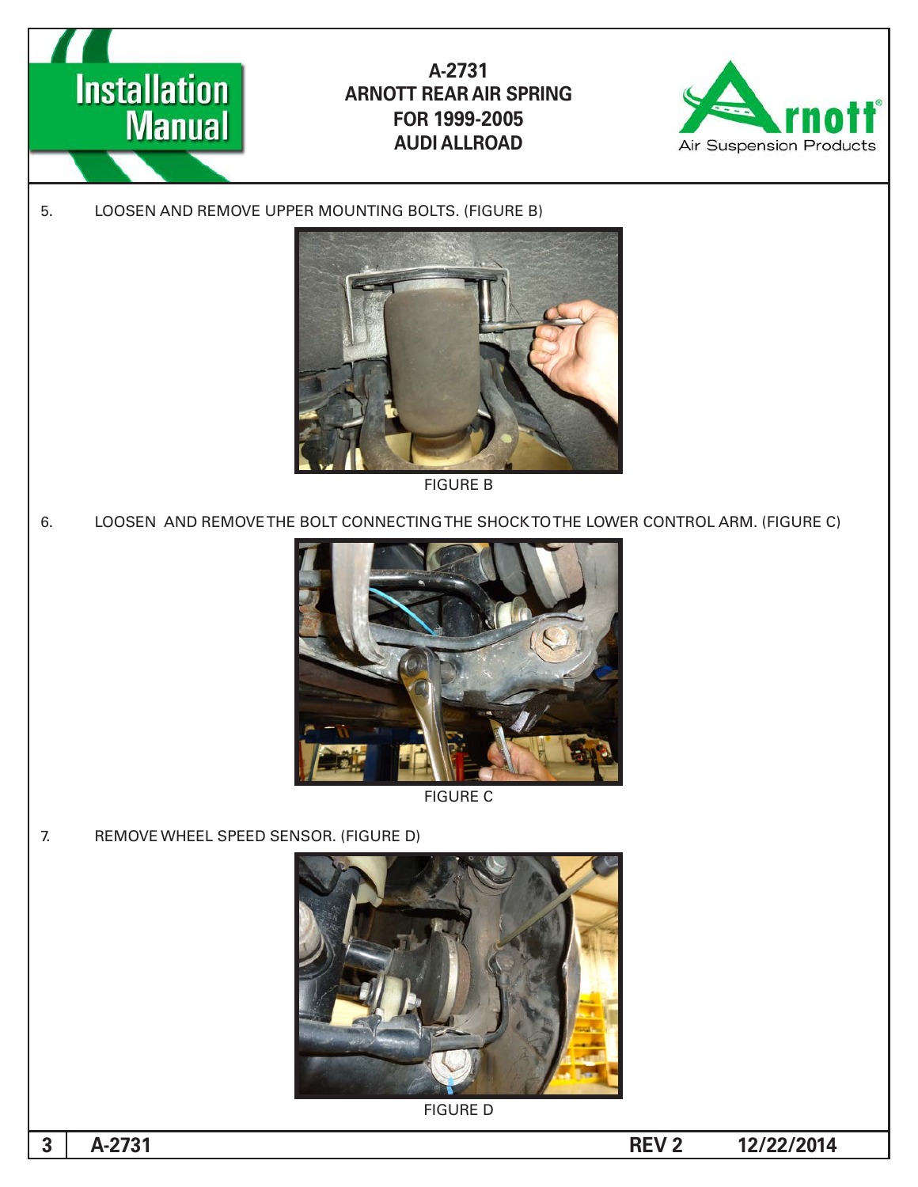5. LOOSEN AND REMOVE UPPER MOUNTING BOLTS. (FIGURE B)

FIGURE B

6. LOOSEN AND REMOVE THE BOLT CONNECTING THE SHOCK TO THE LOWER CONTROL ARM. (FIGURE C)

FIGURE C

7. REMOVE WHEEL SPEED SENSOR. (FIGURE D)

FIGURE D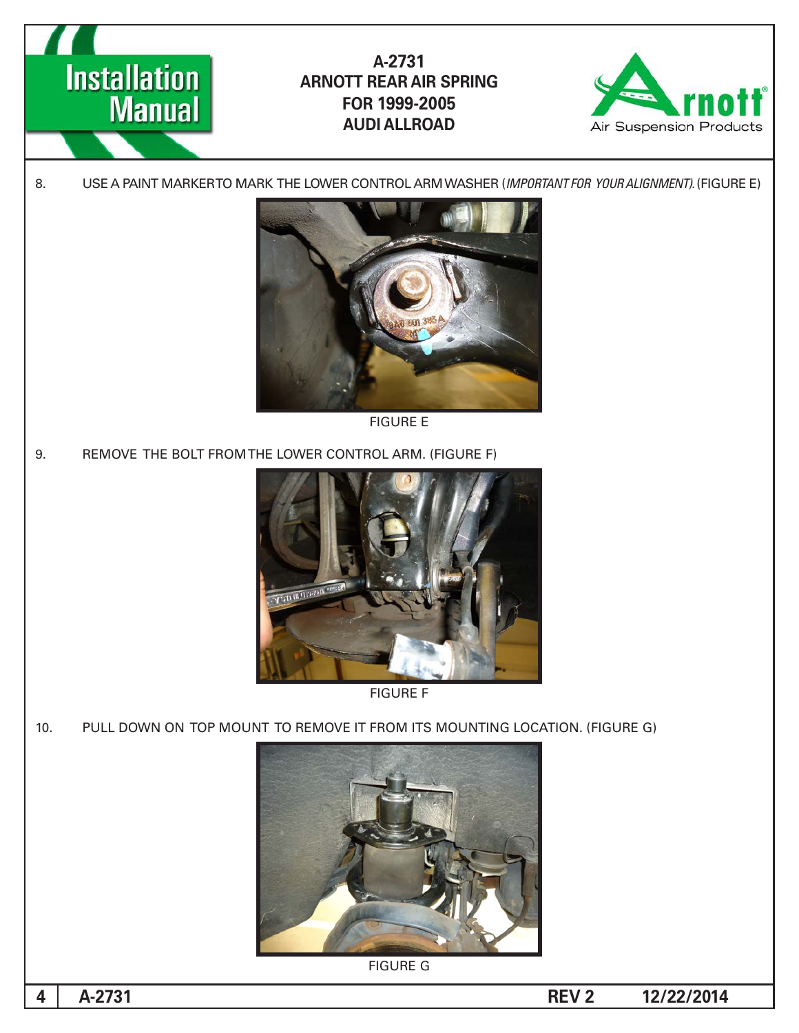8. USE A PAINT MARKERTO MARK THE LOWER CONTROL ARM WASHER (*IMPORTANT FOR YOUR ALIGNMENT).* (FIGURE E)

FIGURE E

9. REMOVE THE BOLT FROM THE LOWER CONTROL ARM. (FIGURE F)

FIGURE F

10. PULL DOWN ON TOP MOUNT TO REMOVE IT FROM ITS MOUNTING LOCATION. (FIGURE G)

FIGURE G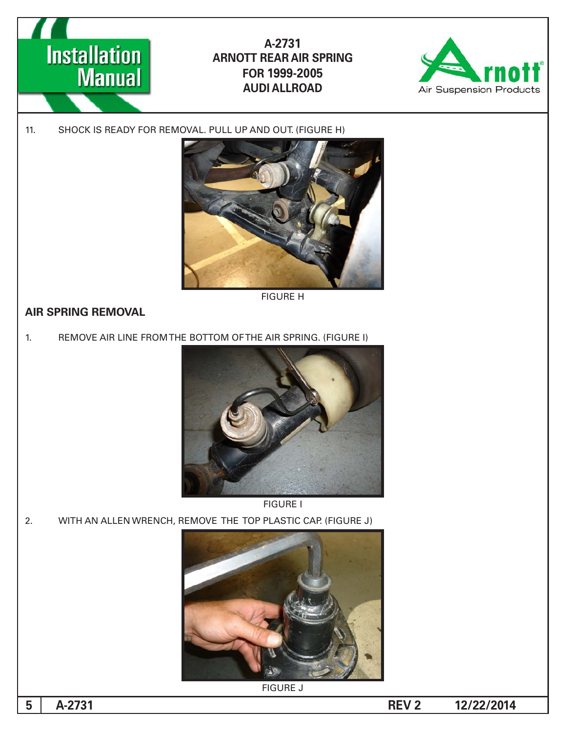11. SHOCK IS READY FOR REMOVAL. PULL UP AND OUT. (FIGURE H)

FIGURE H

## AIR SPRING REMOVAL

1. REMOVE AIR LINE FROM THE BOTTOM OF THE AIR SPRING. (FIGURE I)

FIGURE I

2. WITH AN ALLEN WRENCH, REMOVE THE TOP PLASTIC CAP. (FIGURE J)

FIGURE J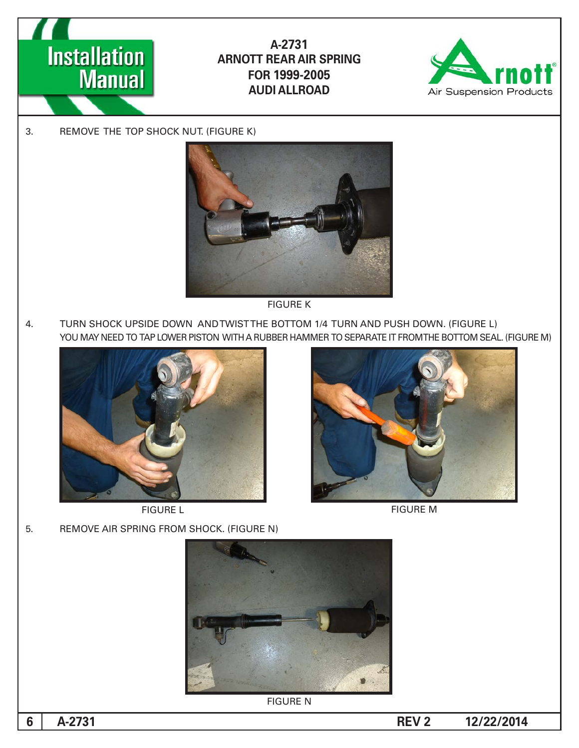3. REMOVE THE TOP SHOCK NUT. (FIGURE K)

FIGURE K

4. TURN SHOCK UPSIDE DOWN AND TWIST THE BOTTOM 1/4 TURN AND PUSH DOWN. (FIGURE L)
   YOU MAY NEED TO TAP LOWER PISTON WITH A RUBBER HAMMER TO SEPARATE IT FROM THE BOTTOM SEAL. (FIGURE M)

FIGURE L

FIGURE M

5. REMOVE AIR SPRING FROM SHOCK. (FIGURE N)

FIGURE N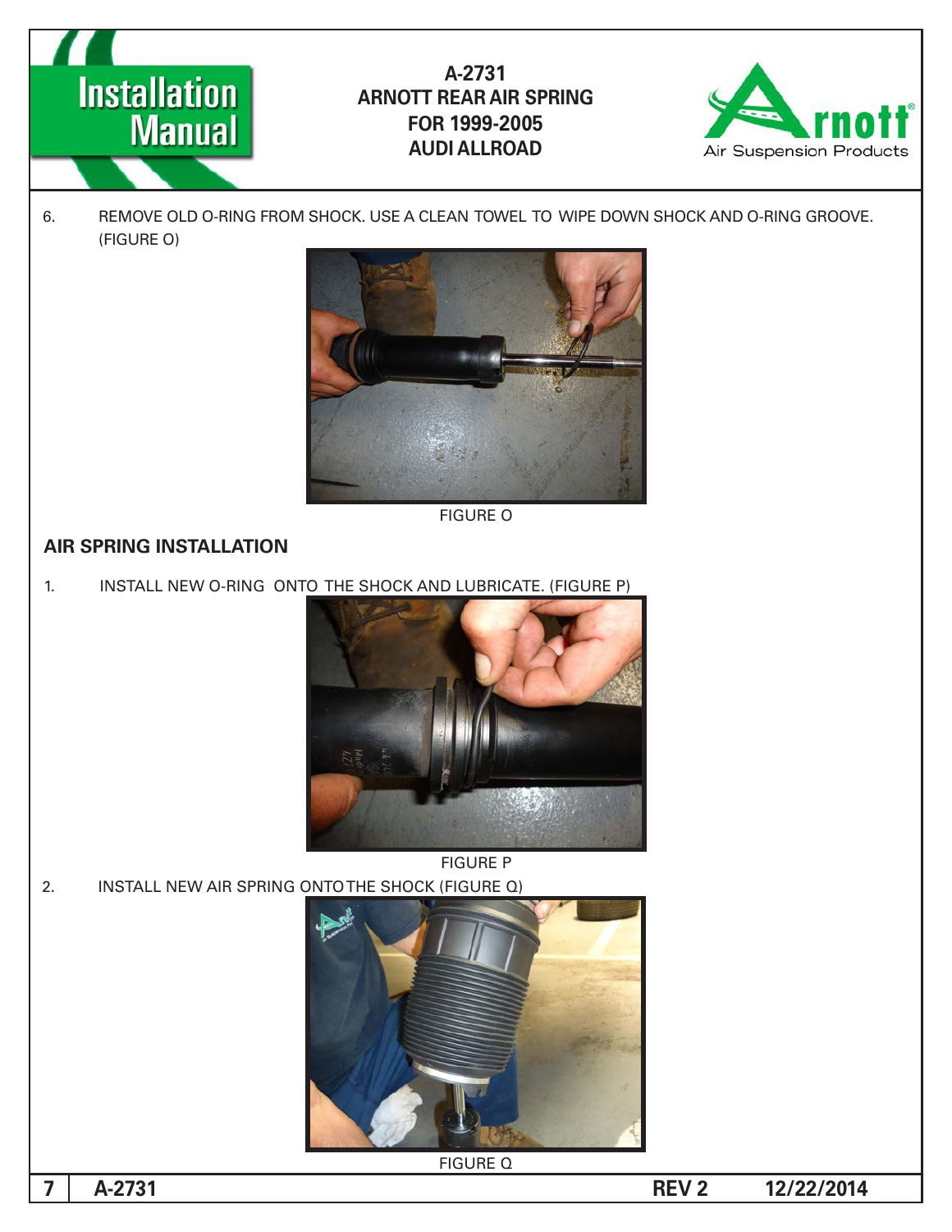6. REMOVE OLD O-RING FROM SHOCK. USE A CLEAN TOWEL TO WIPE DOWN SHOCK AND O-RING GROOVE. (FIGURE O)

FIGURE O

## AIR SPRING INSTALLATION

1. INSTALL NEW O-RING ONTO THE SHOCK AND LUBRICATE. (FIGURE P)

FIGURE P

2. INSTALL NEW AIR SPRING ONTO THE SHOCK (FIGURE Q)

FIGURE Q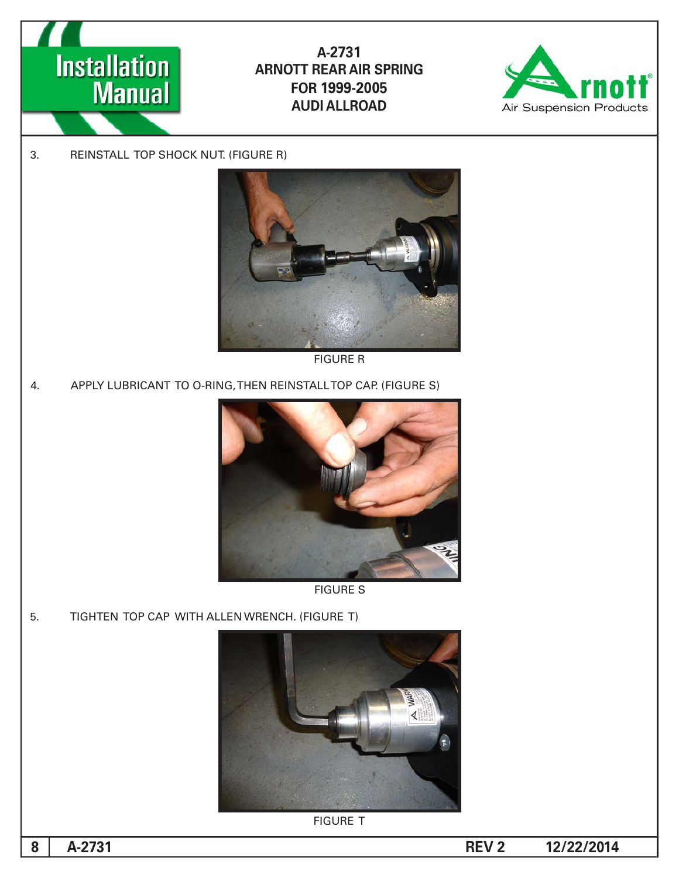3. REINSTALL TOP SHOCK NUT. (FIGURE R)

FIGURE R

4. APPLY LUBRICANT TO O-RING, THEN REINSTALL TOP CAP. (FIGURE S)

FIGURE S

5. TIGHTEN TOP CAP WITH ALLEN WRENCH. (FIGURE T)

FIGURE T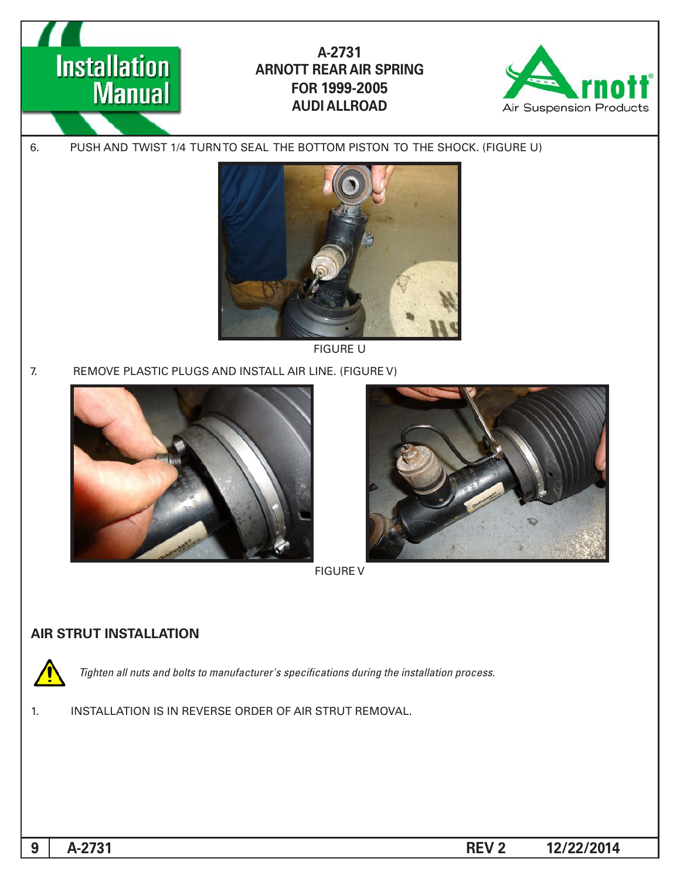6. PUSH AND TWIST 1/4 TURN TO SEAL THE BOTTOM PISTON TO THE SHOCK. (FIGURE U)

FIGURE U

7. REMOVE PLASTIC PLUGS AND INSTALL AIR LINE. (FIGURE V)

FIGURE V

## AIR STRUT INSTALLATION

*Tighten all nuts and bolts to manufacturer's specifications during the installation process.*

1. INSTALLATION IS IN REVERSE ORDER OF AIR STRUT REMOVAL.